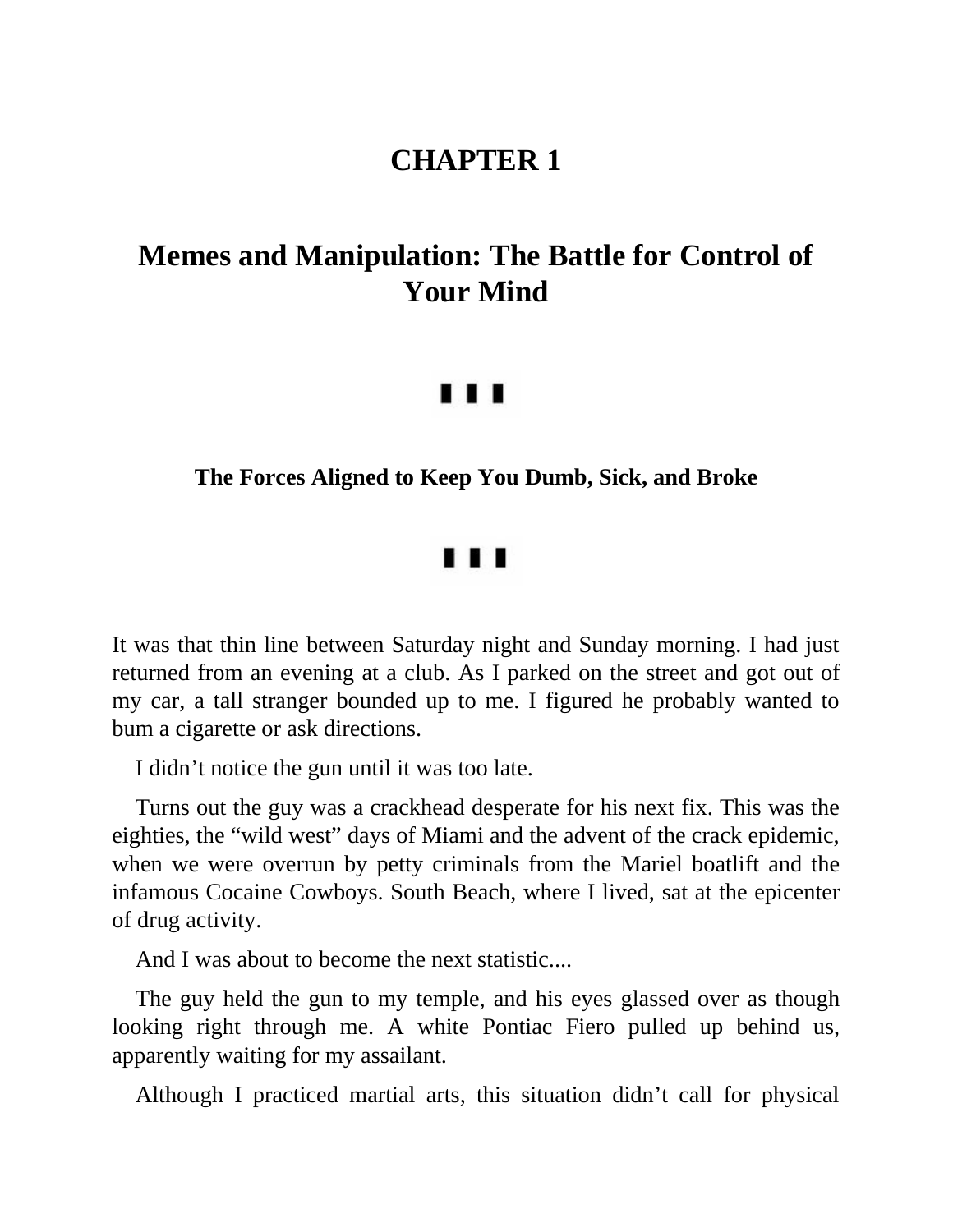# CHAPTER 1

# Memes and Manipulation: The Battle for Control of Your Mind

### The Forces Aligned to Keep You Dumb, Sick, and Broke

It was that thin line between Saturday night and Sunday morning. I had just returned from an evening at a club. As I parked on the street and got out of my car, a tall stranger bounded up to me. I figured he probably wanted to bum a cigarette or ask directions.

I didn't notice the gun until it was too late.

Turns out the guy was a crackhead desperate for his next fix. This was the eighties, the "wild west" days of Miami and the advent of the crack epidemic, when we were overrun by petty criminals from the Mariel boatlift and the infamous Cocaine Cowboys. South Beach, where I lived, sat at the epicenter of drug activity.

And I was about to become the next statistic....

The guy held the gun to my temple, and his eyes glassed over as though looking right through me. A white Pontiac Fiero pulled up behind us, apparently waiting for my assailant.

Although I practiced martial arts, this situation didn't call for physical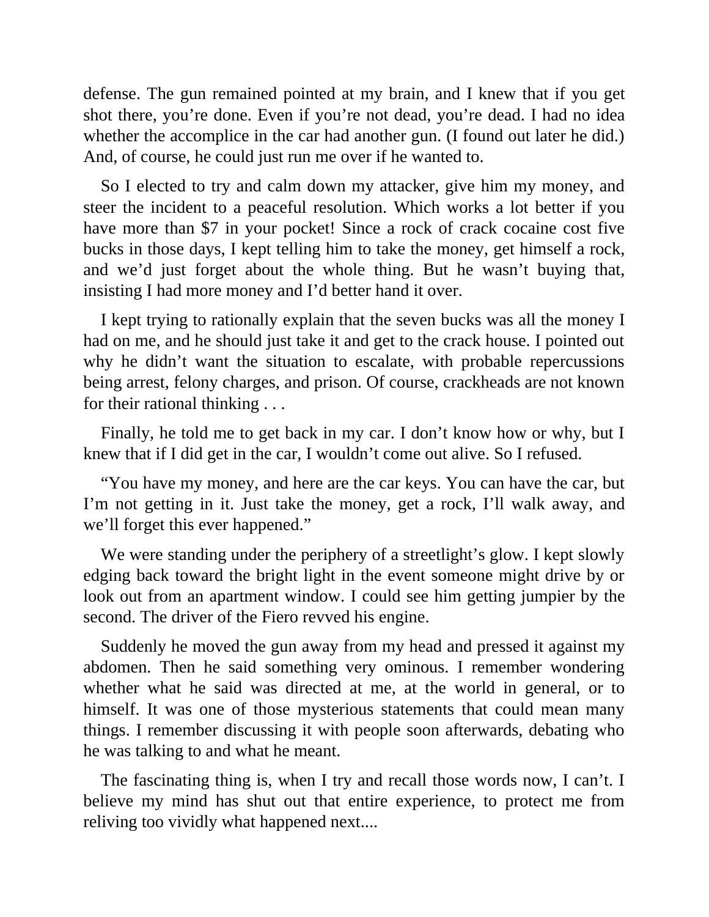defense. The gun remained pointed at my brain, and I knew that if you get shot there, you're done. Even if you're not dead, you're dead. I had no idea whether the accomplice in the car had another gun. (I found out later he did.) And, of course, he could just run me over if he wanted to.

So I elected to try and calm down my attacker, give him my money, and steer the incident to a peaceful resolution. Which works a lot better if you have more than $7 in your pocket! Since a rock of crack cocaine cost five bucks in those days, I kept telling him to take the money, get himself a rock, and we'd just forget about the whole thing. But he wasn't buying that, insisting I had more money and I'd better hand it over.

I kept trying to rationally explain that the seven bucks was all the money I had on me, and he should just take it and get to the crack house. I pointed out why he didn't want the situation to escalate, with probable repercussions being arrest, felony charges, and prison. Of course, crackheads are not known for their rational thinking . . .

Finally, he told me to get back in my car. I don't know how or why, but I knew that if I did get in the car, I wouldn't come out alive. So I refused.

"You have my money, and here are the car keys. You can have the car, but I'm not getting in it. Just take the money, get a rock, I'll walk away, and we'll forget this ever happened."

We were standing under the periphery of a streetlight's glow. I kept slowly edging back toward the bright light in the event someone might drive by or look out from an apartment window. I could see him getting jumpier by the second. The driver of the Fiero revved his engine.

Suddenly he moved the gun away from my head and pressed it against my abdomen. Then he said something very ominous. I remember wondering whether what he said was directed at me, at the world in general, or to himself. It was one of those mysterious statements that could mean many things. I remember discussing it with people soon afterwards, debating who he was talking to and what he meant.

The fascinating thing is, when I try and recall those words now, I can't. I believe my mind has shut out that entire experience, to protect me from reliving too vividly what happened next....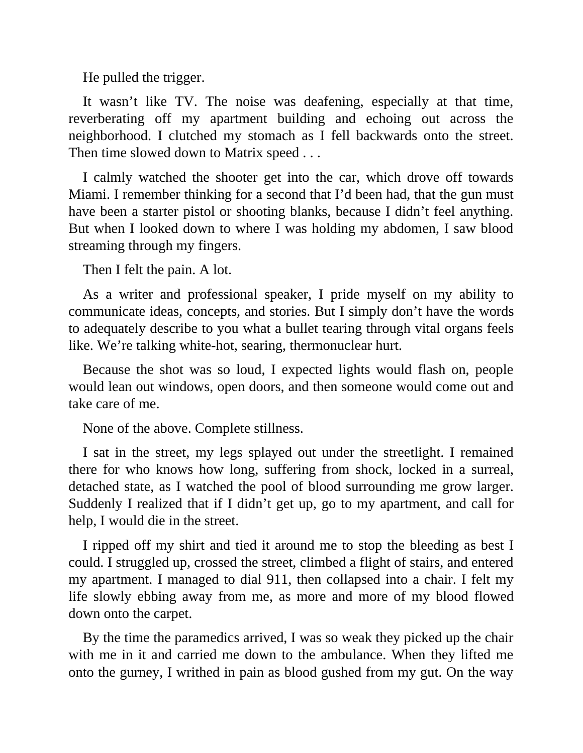He pulled the trigger.

It wasn't like TV. The noise was deafening, especially at that time, reverberating off my apartment building and echoing out across the neighborhood. I clutched my stomach as I fell backwards onto the street. Then time slowed down to Matrix speed . . .

I calmly watched the shooter get into the car, which drove off towards Miami. I remember thinking for a second that I'd been had, that the gun must have been a starter pistol or shooting blanks, because I didn't feel anything. But when I looked down to where I was holding my abdomen, I saw blood streaming through my fingers.

Then I felt the pain. A lot.

As a writer and professional speaker, I pride myself on my ability to communicate ideas, concepts, and stories. But I simply don't have the words to adequately describe to you what a bullet tearing through vital organs feels like. We're talking white-hot, searing, thermonuclear hurt.

Because the shot was so loud, I expected lights would flash on, people would lean out windows, open doors, and then someone would come out and take care of me.

None of the above. Complete stillness.

I sat in the street, my legs splayed out under the streetlight. I remained there for who knows how long, suffering from shock, locked in a surreal, detached state, as I watched the pool of blood surrounding me grow larger. Suddenly I realized that if I didn't get up, go to my apartment, and call for help, I would die in the street.

I ripped off my shirt and tied it around me to stop the bleeding as best I could. I struggled up, crossed the street, climbed a flight of stairs, and entered my apartment. I managed to dial 911, then collapsed into a chair. I felt my life slowly ebbing away from me, as more and more of my blood flowed down onto the carpet.

By the time the paramedics arrived, I was so weak they picked up the chair with me in it and carried me down to the ambulance. When they lifted me onto the gurney, I writhed in pain as blood gushed from my gut. On the way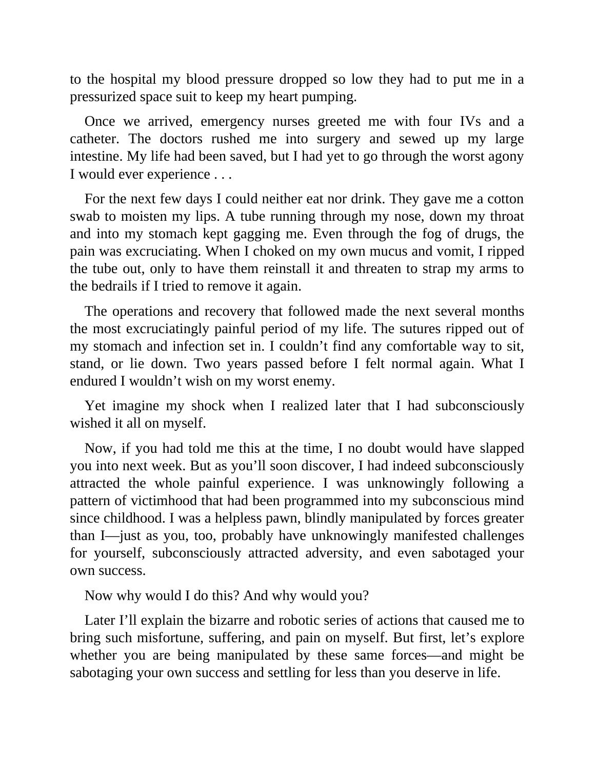to the hospital my blood pressure dropped so low they had to put me in a pressurized space suit to keep my heart pumping.

Once we arrived, emergency nurses greeted me with four IVs and a catheter. The doctors rushed me into surgery and sewed up my large intestine. My life had been saved, but I had yet to go through the worst agony I would ever experience . . .

For the next few days I could neither eat nor drink. They gave me a cotton swab to moisten my lips. A tube running through my nose, down my throat and into my stomach kept gagging me. Even through the fog of drugs, the pain was excruciating. When I choked on my own mucus and vomit, I ripped the tube out, only to have them reinstall it and threaten to strap my arms to the bedrails if I tried to remove it again.

The operations and recovery that followed made the next several months the most excruciatingly painful period of my life. The sutures ripped out of my stomach and infection set in. I couldn't find any comfortable way to sit, stand, or lie down. Two years passed before I felt normal again. What I endured I wouldn't wish on my worst enemy.

Yet imagine my shock when I realized later that I had subconsciously wished it all on myself.

Now, if you had told me this at the time, I no doubt would have slapped you into next week. But as you'll soon discover, I had indeed subconsciously attracted the whole painful experience. I was unknowingly following a pattern of victimhood that had been programmed into my subconscious mind since childhood. I was a helpless pawn, blindly manipulated by forces greater than I—just as you, too, probably have unknowingly manifested challenges for yourself, subconsciously attracted adversity, and even sabotaged your own success.

Now why would I do this? And why would you?

Later I'll explain the bizarre and robotic series of actions that caused me to bring such misfortune, suffering, and pain on myself. But first, let's explore whether you are being manipulated by these same forces—and might be sabotaging your own success and settling for less than you deserve in life.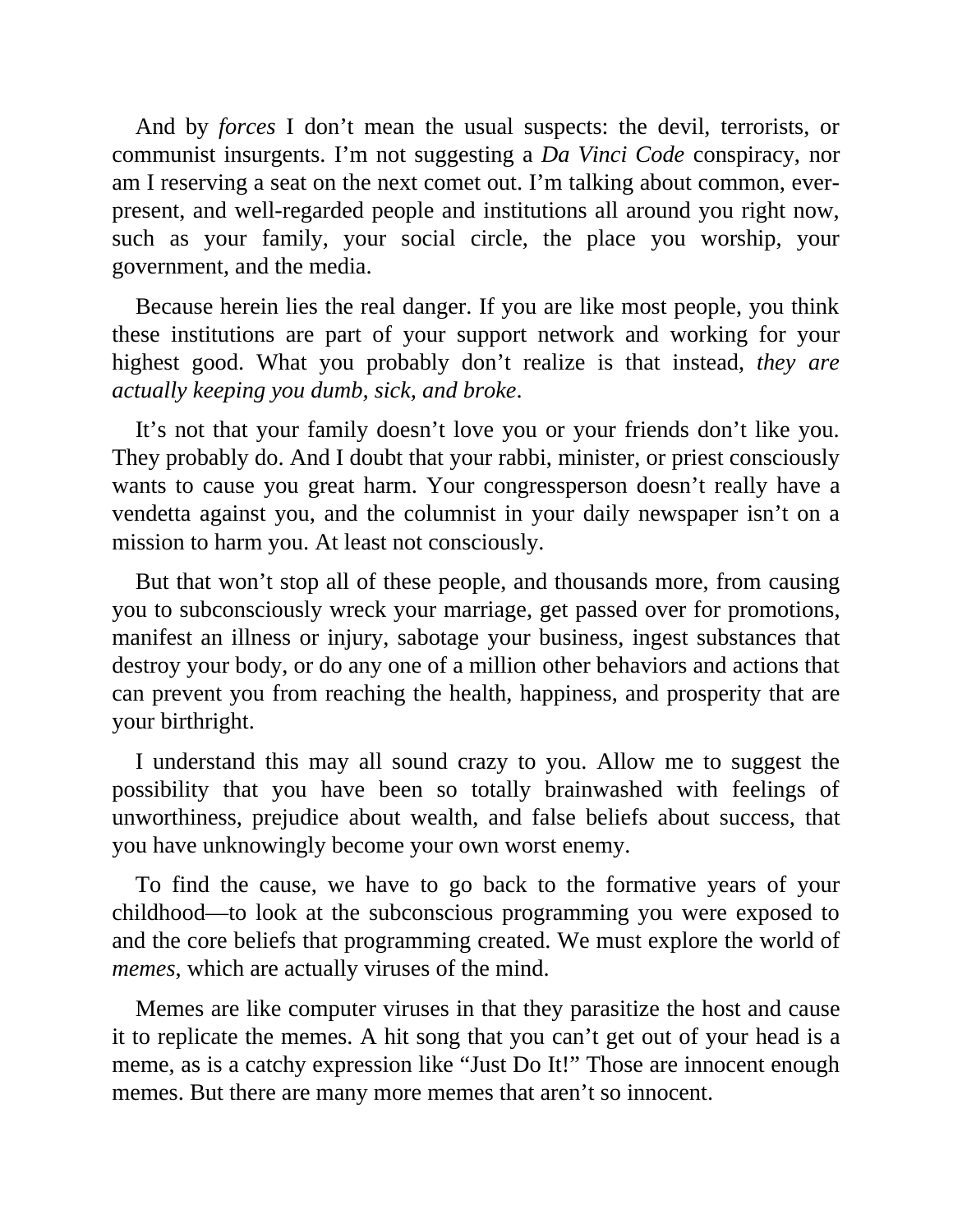And by *forces* I don't mean the usual suspects: the devil, terrorists, or communist insurgents. I'm not suggesting a *Da Vinci Code* conspiracy, nor am I reserving a seat on the next comet out. I'm talking about common, ever-present, and well-regarded people and institutions all around you right now, such as your family, your social circle, the place you worship, your government, and the media.

Because herein lies the real danger. If you are like most people, you think these institutions are part of your support network and working for your highest good. What you probably don't realize is that instead, *they are actually keeping you dumb, sick, and broke*.

It's not that your family doesn't love you or your friends don't like you. They probably do. And I doubt that your rabbi, minister, or priest consciously wants to cause you great harm. Your congressperson doesn't really have a vendetta against you, and the columnist in your daily newspaper isn't on a mission to harm you. At least not consciously.

But that won't stop all of these people, and thousands more, from causing you to subconsciously wreck your marriage, get passed over for promotions, manifest an illness or injury, sabotage your business, ingest substances that destroy your body, or do any one of a million other behaviors and actions that can prevent you from reaching the health, happiness, and prosperity that are your birthright.

I understand this may all sound crazy to you. Allow me to suggest the possibility that you have been so totally brainwashed with feelings of unworthiness, prejudice about wealth, and false beliefs about success, that you have unknowingly become your own worst enemy.

To find the cause, we have to go back to the formative years of your childhood—to look at the subconscious programming you were exposed to and the core beliefs that programming created. We must explore the world of *memes*, which are actually viruses of the mind.

Memes are like computer viruses in that they parasitize the host and cause it to replicate the memes. A hit song that you can't get out of your head is a meme, as is a catchy expression like "Just Do It!" Those are innocent enough memes. But there are many more memes that aren't so innocent.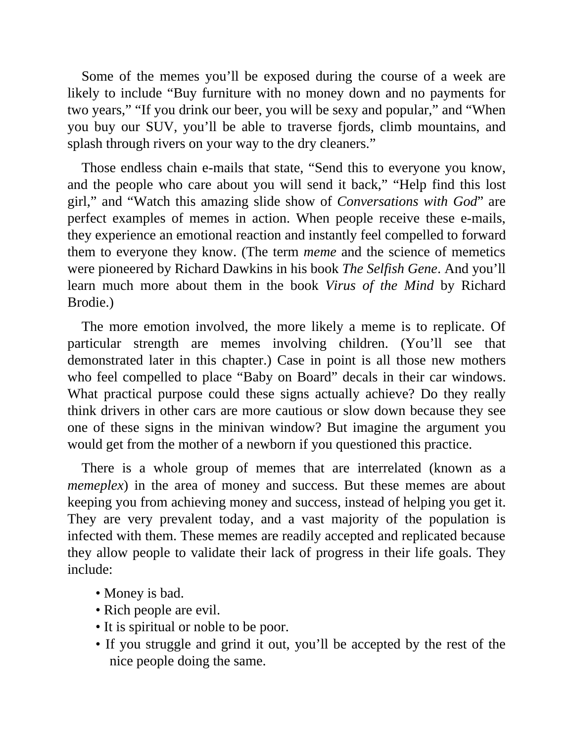Some of the memes you'll be exposed during the course of a week are likely to include "Buy furniture with no money down and no payments for two years," "If you drink our beer, you will be sexy and popular," and "When you buy our SUV, you'll be able to traverse fjords, climb mountains, and splash through rivers on your way to the dry cleaners."

Those endless chain e-mails that state, "Send this to everyone you know, and the people who care about you will send it back," "Help find this lost girl," and "Watch this amazing slide show of *Conversations with God*" are perfect examples of memes in action. When people receive these e-mails, they experience an emotional reaction and instantly feel compelled to forward them to everyone they know. (The term *meme* and the science of memetics were pioneered by Richard Dawkins in his book *The Selfish Gene*. And you'll learn much more about them in the book *Virus of the Mind* by Richard Brodie.)

The more emotion involved, the more likely a meme is to replicate. Of particular strength are memes involving children. (You'll see that demonstrated later in this chapter.) Case in point is all those new mothers who feel compelled to place "Baby on Board" decals in their car windows. What practical purpose could these signs actually achieve? Do they really think drivers in other cars are more cautious or slow down because they see one of these signs in the minivan window? But imagine the argument you would get from the mother of a newborn if you questioned this practice.

There is a whole group of memes that are interrelated (known as a *memeplex*) in the area of money and success. But these memes are about keeping you from achieving money and success, instead of helping you get it. They are very prevalent today, and a vast majority of the population is infected with them. These memes are readily accepted and replicated because they allow people to validate their lack of progress in their life goals. They include:

- Money is bad.
- Rich people are evil.
- It is spiritual or noble to be poor.
- If you struggle and grind it out, you'll be accepted by the rest of the nice people doing the same.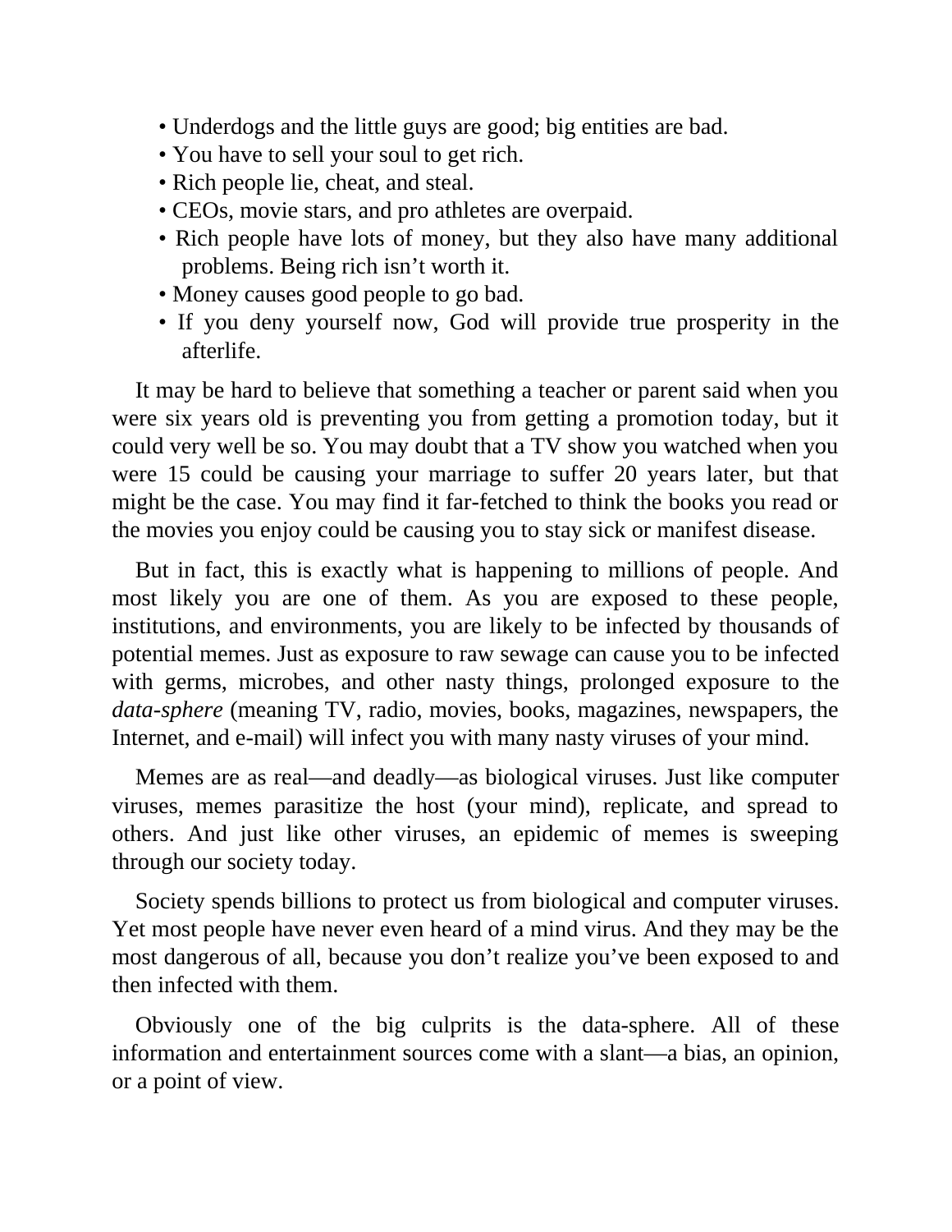- Underdogs and the little guys are good; big entities are bad.
- You have to sell your soul to get rich.
- Rich people lie, cheat, and steal.
- CEOs, movie stars, and pro athletes are overpaid.
- Rich people have lots of money, but they also have many additional problems. Being rich isn't worth it.
- Money causes good people to go bad.
- If you deny yourself now, God will provide true prosperity in the afterlife.

It may be hard to believe that something a teacher or parent said when you were six years old is preventing you from getting a promotion today, but it could very well be so. You may doubt that a TV show you watched when you were 15 could be causing your marriage to suffer 20 years later, but that might be the case. You may find it far-fetched to think the books you read or the movies you enjoy could be causing you to stay sick or manifest disease.

But in fact, this is exactly what is happening to millions of people. And most likely you are one of them. As you are exposed to these people, institutions, and environments, you are likely to be infected by thousands of potential memes. Just as exposure to raw sewage can cause you to be infected with germs, microbes, and other nasty things, prolonged exposure to the *data-sphere* (meaning TV, radio, movies, books, magazines, newspapers, the Internet, and e-mail) will infect you with many nasty viruses of your mind.

Memes are as real—and deadly—as biological viruses. Just like computer viruses, memes parasitize the host (your mind), replicate, and spread to others. And just like other viruses, an epidemic of memes is sweeping through our society today.

Society spends billions to protect us from biological and computer viruses. Yet most people have never even heard of a mind virus. And they may be the most dangerous of all, because you don't realize you've been exposed to and then infected with them.

Obviously one of the big culprits is the data-sphere. All of these information and entertainment sources come with a slant—a bias, an opinion, or a point of view.